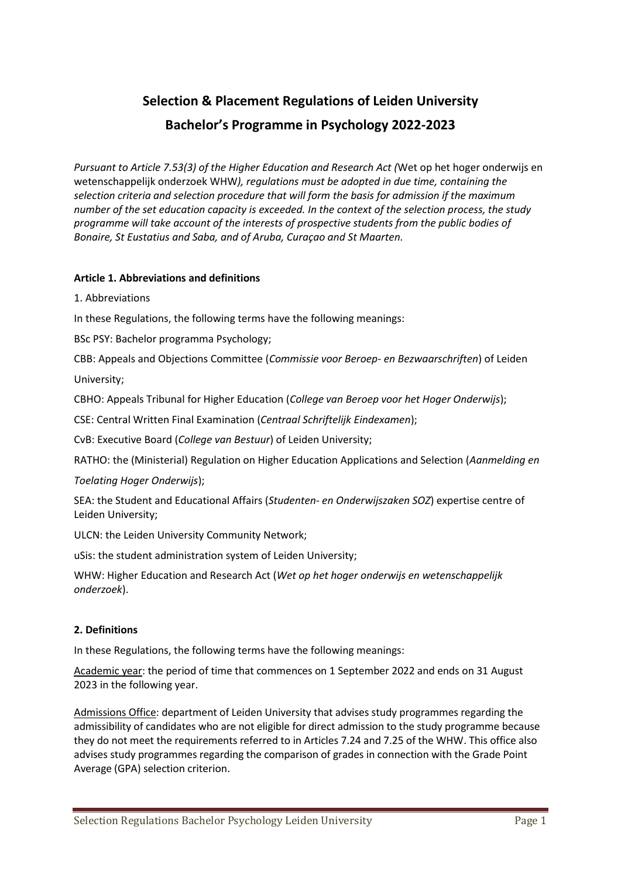# Selection & Placement Regulations of Leiden University Bachelor's Programme in Psychology 2022-2023

*Pursuant to Article 7.53(3) of the Higher Education and Research Act (*Wet op het hoger onderwijs en wetenschappelijk onderzoek WHW*), regulations must be adopted in due time, containing the selection criteria and selection procedure that will form the basis for admission if the maximum number of the set education capacity is exceeded. In the context of the selection process, the study programme will take account of the interests of prospective students from the public bodies of Bonaire, St Eustatius and Saba, and of Aruba, Curaçao and St Maarten.*

**Article 1. Abbreviations and definitions**

1. Abbreviations

In these Regulations, the following terms have the following meanings:

BSc PSY: Bachelor programma Psychology;

CBB: Appeals and Objections Committee (*Commissie voor Beroep- en Bezwaarschriften*) of Leiden University;

CBHO: Appeals Tribunal for Higher Education (*College van Beroep voor het Hoger Onderwijs*);

CSE: Central Written Final Examination (*Centraal Schriftelijk Eindexamen*);

CvB: Executive Board (*College van Bestuur*) of Leiden University;

RATHO: the (Ministerial) Regulation on Higher Education Applications and Selection (*Aanmelding en Toelating Hoger Onderwijs*);

SEA: the Student and Educational Affairs (*Studenten- en Onderwijszaken SOZ*) expertise centre of Leiden University;

ULCN: the Leiden University Community Network;

uSis: the student administration system of Leiden University;

WHW: Higher Education and Research Act (*Wet op het hoger onderwijs en wetenschappelijk onderzoek*).

**2. Definitions**

In these Regulations, the following terms have the following meanings:

Academic year: the period of time that commences on 1 September 2022 and ends on 31 August 2023 in the following year.

Admissions Office: department of Leiden University that advises study programmes regarding the admissibility of candidates who are not eligible for direct admission to the study programme because they do not meet the requirements referred to in Articles 7.24 and 7.25 of the WHW. This office also advises study programmes regarding the comparison of grades in connection with the Grade Point Average (GPA) selection criterion.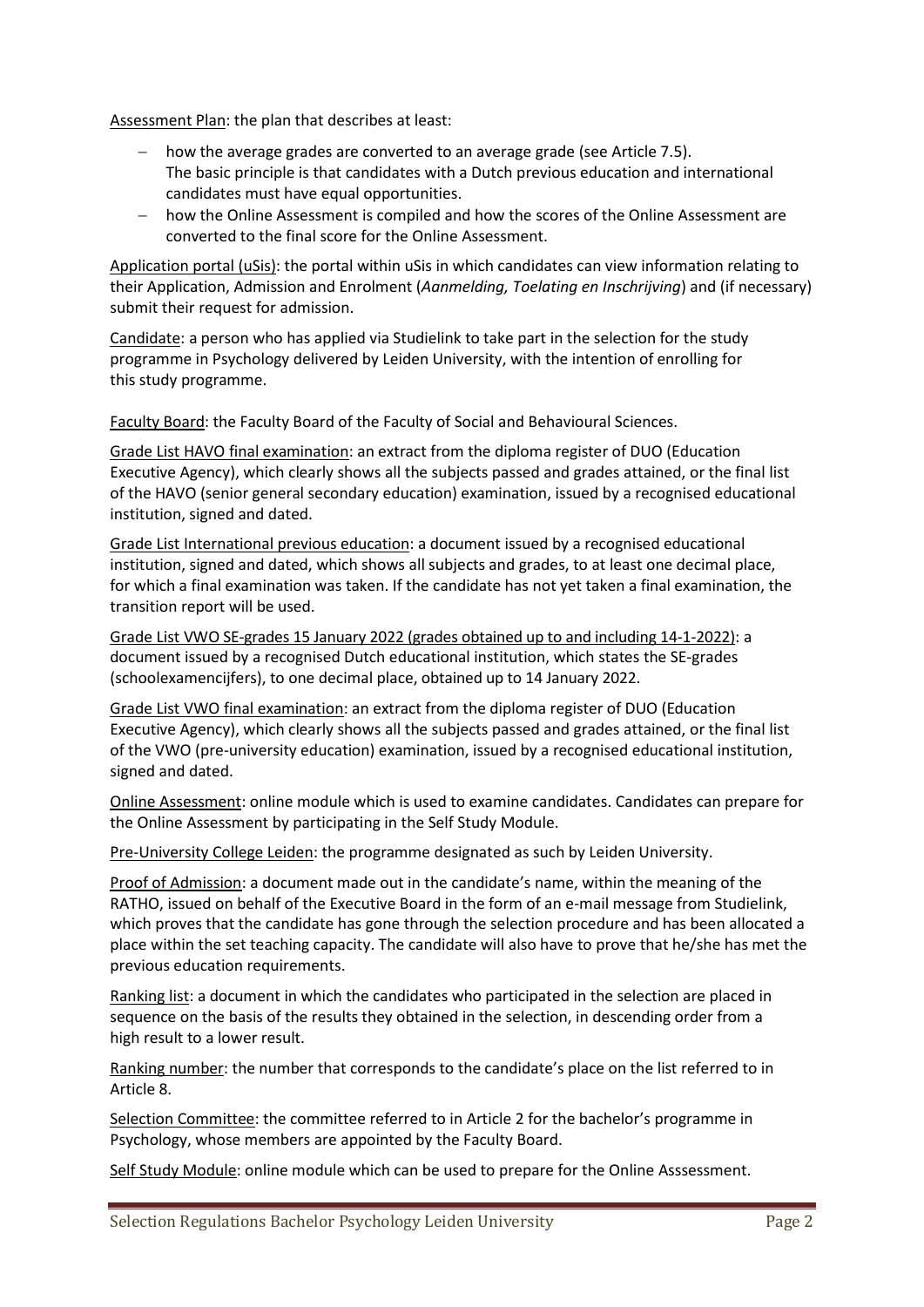Assessment Plan: the plan that describes at least:

- how the average grades are converted to an average grade (see Article 7.5). The basic principle is that candidates with a Dutch previous education and international candidates must have equal opportunities.
- how the Online Assessment is compiled and how the scores of the Online Assessment are converted to the final score for the Online Assessment.

Application portal (uSis): the portal within uSis in which candidates can view information relating to their Application, Admission and Enrolment (*Aanmelding, Toelating en Inschrijving*) and (if necessary) submit their request for admission.

Candidate: a person who has applied via Studielink to take part in the selection for the study programme in Psychology delivered by Leiden University, with the intention of enrolling for this study programme.

Faculty Board: the Faculty Board of the Faculty of Social and Behavioural Sciences.

Grade List HAVO final examination: an extract from the diploma register of DUO (Education Executive Agency), which clearly shows all the subjects passed and grades attained, or the final list of the HAVO (senior general secondary education) examination, issued by a recognised educational institution, signed and dated.

Grade List International previous education: a document issued by a recognised educational institution, signed and dated, which shows all subjects and grades, to at least one decimal place, for which a final examination was taken. If the candidate has not yet taken a final examination, the transition report will be used.

Grade List VWO SE-grades 15 January 2022 (grades obtained up to and including 14-1-2022): a document issued by a recognised Dutch educational institution, which states the SE-grades (schoolexamencijfers), to one decimal place, obtained up to 14 January 2022.

Grade List VWO final examination: an extract from the diploma register of DUO (Education Executive Agency), which clearly shows all the subjects passed and grades attained, or the final list of the VWO (pre-university education) examination, issued by a recognised educational institution, signed and dated.

Online Assessment: online module which is used to examine candidates. Candidates can prepare for the Online Assessment by participating in the Self Study Module.

Pre-University College Leiden: the programme designated as such by Leiden University.

Proof of Admission: a document made out in the candidate's name, within the meaning of the RATHO, issued on behalf of the Executive Board in the form of an e-mail message from Studielink, which proves that the candidate has gone through the selection procedure and has been allocated a place within the set teaching capacity. The candidate will also have to prove that he/she has met the previous education requirements.

Ranking list: a document in which the candidates who participated in the selection are placed in sequence on the basis of the results they obtained in the selection, in descending order from a high result to a lower result.

Ranking number: the number that corresponds to the candidate's place on the list referred to in Article 8.

Selection Committee: the committee referred to in Article 2 for the bachelor's programme in Psychology, whose members are appointed by the Faculty Board.

Self Study Module: online module which can be used to prepare for the Online Asssessment.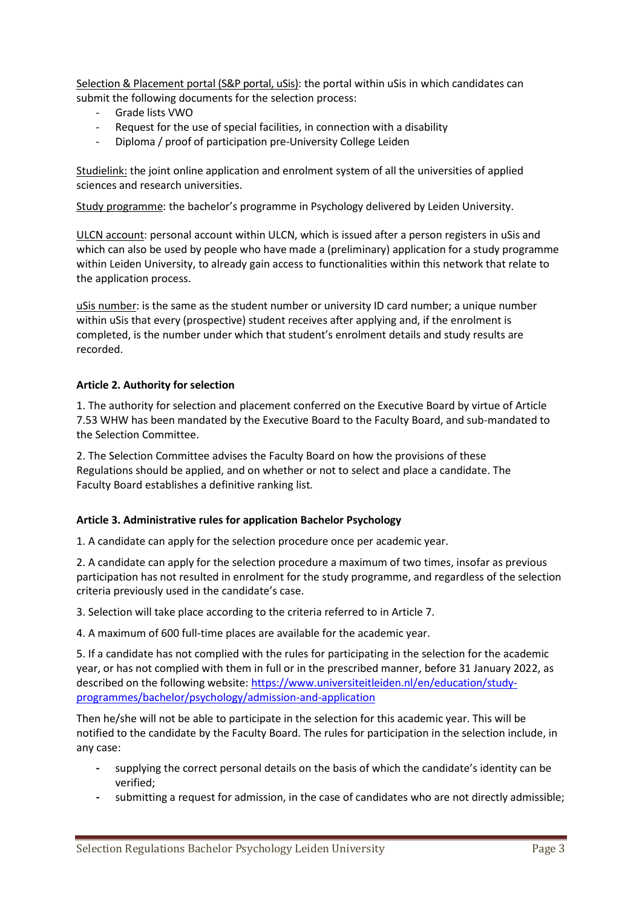Selection & Placement portal (S&P portal, uSis): the portal within uSis in which candidates can submit the following documents for the selection process:

- Grade lists VWO
- Request for the use of special facilities, in connection with a disability
- Diploma / proof of participation pre-University College Leiden

Studielink: the joint online application and enrolment system of all the universities of applied sciences and research universities.

Study programme: the bachelor's programme in Psychology delivered by Leiden University.

ULCN account: personal account within ULCN, which is issued after a person registers in uSis and which can also be used by people who have made a (preliminary) application for a study programme within Leiden University, to already gain access to functionalities within this network that relate to the application process.

uSis number: is the same as the student number or university ID card number; a unique number within uSis that every (prospective) student receives after applying and, if the enrolment is completed, is the number under which that student's enrolment details and study results are recorded.

**Article 2. Authority for selection**

1. The authority for selection and placement conferred on the Executive Board by virtue of Article 7.53 WHW has been mandated by the Executive Board to the Faculty Board, and sub-mandated to the Selection Committee.

2. The Selection Committee advises the Faculty Board on how the provisions of these Regulations should be applied, and on whether or not to select and place a candidate. The Faculty Board establishes a definitive ranking list.

**Article 3. Administrative rules for application Bachelor Psychology**

1. A candidate can apply for the selection procedure once per academic year.

2. A candidate can apply for the selection procedure a maximum of two times, insofar as previous participation has not resulted in enrolment for the study programme, and regardless of the selection criteria previously used in the candidate's case.

3. Selection will take place according to the criteria referred to in Article 7.

4. A maximum of 600 full-time places are available for the academic year.

5. If a candidate has not complied with the rules for participating in the selection for the academic year, or has not complied with them in full or in the prescribed manner, before 31 January 2022, as described on the following website: https://www.universiteitleiden.nl/en/education/study-programmes/bachelor/psychology/admission-and-application

Then he/she will not be able to participate in the selection for this academic year. This will be notified to the candidate by the Faculty Board. The rules for participation in the selection include, in any case:

- supplying the correct personal details on the basis of which the candidate's identity can be verified;
- submitting a request for admission, in the case of candidates who are not directly admissible;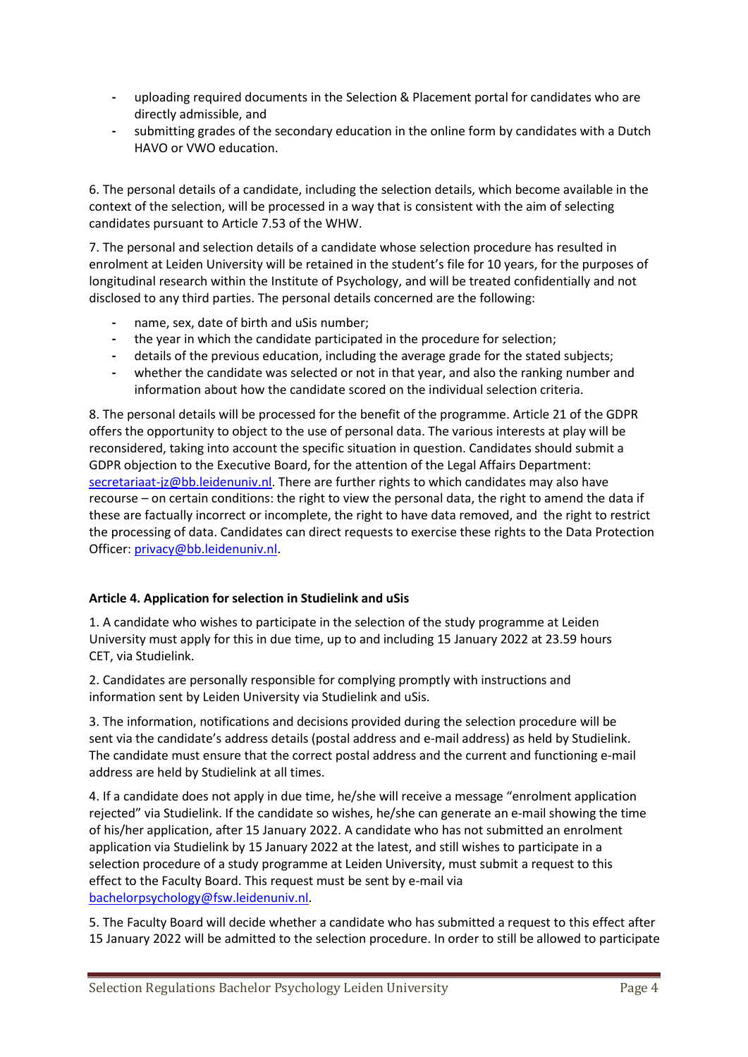- uploading required documents in the Selection & Placement portal for candidates who are directly admissible, and
- submitting grades of the secondary education in the online form by candidates with a Dutch HAVO or VWO education.

6. The personal details of a candidate, including the selection details, which become available in the context of the selection, will be processed in a way that is consistent with the aim of selecting candidates pursuant to Article 7.53 of the WHW.

7. The personal and selection details of a candidate whose selection procedure has resulted in enrolment at Leiden University will be retained in the student's file for 10 years, for the purposes of longitudinal research within the Institute of Psychology, and will be treated confidentially and not disclosed to any third parties. The personal details concerned are the following:

- name, sex, date of birth and uSis number;
- the year in which the candidate participated in the procedure for selection;
- details of the previous education, including the average grade for the stated subjects;
- whether the candidate was selected or not in that year, and also the ranking number and information about how the candidate scored on the individual selection criteria.

8. The personal details will be processed for the benefit of the programme. Article 21 of the GDPR offers the opportunity to object to the use of personal data. The various interests at play will be reconsidered, taking into account the specific situation in question. Candidates should submit a GDPR objection to the Executive Board, for the attention of the Legal Affairs Department: secretariaat-jz@bb.leidenuniv.nl. There are further rights to which candidates may also have recourse – on certain conditions: the right to view the personal data, the right to amend the data if these are factually incorrect or incomplete, the right to have data removed, and the right to restrict the processing of data. Candidates can direct requests to exercise these rights to the Data Protection Officer: privacy@bb.leidenuniv.nl.

**Article 4. Application for selection in Studielink and uSis**

1. A candidate who wishes to participate in the selection of the study programme at Leiden University must apply for this in due time, up to and including 15 January 2022 at 23.59 hours CET, via Studielink.

2. Candidates are personally responsible for complying promptly with instructions and information sent by Leiden University via Studielink and uSis.

3. The information, notifications and decisions provided during the selection procedure will be sent via the candidate's address details (postal address and e-mail address) as held by Studielink. The candidate must ensure that the correct postal address and the current and functioning e-mail address are held by Studielink at all times.

4. If a candidate does not apply in due time, he/she will receive a message "enrolment application rejected" via Studielink. If the candidate so wishes, he/she can generate an e-mail showing the time of his/her application, after 15 January 2022. A candidate who has not submitted an enrolment application via Studielink by 15 January 2022 at the latest, and still wishes to participate in a selection procedure of a study programme at Leiden University, must submit a request to this effect to the Faculty Board. This request must be sent by e-mail via bachelorpsychology@fsw.leidenuniv.nl.

5. The Faculty Board will decide whether a candidate who has submitted a request to this effect after 15 January 2022 will be admitted to the selection procedure. In order to still be allowed to participate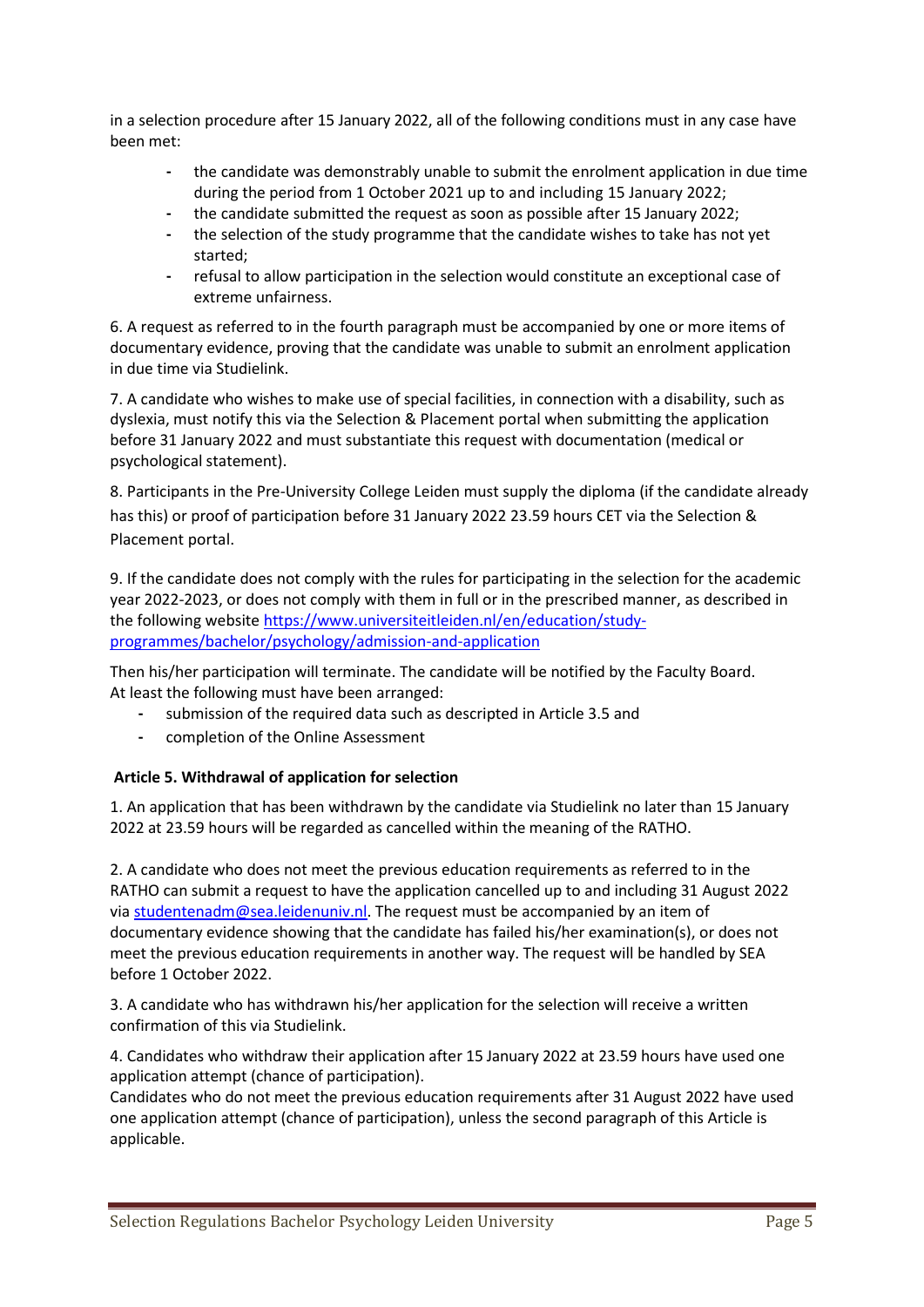in a selection procedure after 15 January 2022, all of the following conditions must in any case have been met:

- the candidate was demonstrably unable to submit the enrolment application in due time during the period from 1 October 2021 up to and including 15 January 2022;
- the candidate submitted the request as soon as possible after 15 January 2022;
- the selection of the study programme that the candidate wishes to take has not yet started;
- refusal to allow participation in the selection would constitute an exceptional case of extreme unfairness.

6. A request as referred to in the fourth paragraph must be accompanied by one or more items of documentary evidence, proving that the candidate was unable to submit an enrolment application in due time via Studielink.

7. A candidate who wishes to make use of special facilities, in connection with a disability, such as dyslexia, must notify this via the Selection & Placement portal when submitting the application before 31 January 2022 and must substantiate this request with documentation (medical or psychological statement).

8. Participants in the Pre-University College Leiden must supply the diploma (if the candidate already has this) or proof of participation before 31 January 2022 23.59 hours CET via the Selection & Placement portal.

9. If the candidate does not comply with the rules for participating in the selection for the academic year 2022-2023, or does not comply with them in full or in the prescribed manner, as described in the following website [https://www.universiteitleiden.nl/en/education/study-programmes/bachelor/psychology/admission-and-application](https://www.universiteitleiden.nl/en/education/study-programmes/bachelor/psychology/admission-and-application)

Then his/her participation will terminate. The candidate will be notified by the Faculty Board. At least the following must have been arranged:

- submission of the required data such as descripted in Article 3.5 and
- completion of the Online Assessment

**Article 5. Withdrawal of application for selection**

1. An application that has been withdrawn by the candidate via Studielink no later than 15 January 2022 at 23.59 hours will be regarded as cancelled within the meaning of the RATHO.

2. A candidate who does not meet the previous education requirements as referred to in the RATHO can submit a request to have the application cancelled up to and including 31 August 2022 via [studentenadm@sea.leidenuniv.nl](mailto:studentenadm@sea.leidenuniv.nl). The request must be accompanied by an item of documentary evidence showing that the candidate has failed his/her examination(s), or does not meet the previous education requirements in another way. The request will be handled by SEA before 1 October 2022.

3. A candidate who has withdrawn his/her application for the selection will receive a written confirmation of this via Studielink.

4. Candidates who withdraw their application after 15 January 2022 at 23.59 hours have used one application attempt (chance of participation).
Candidates who do not meet the previous education requirements after 31 August 2022 have used one application attempt (chance of participation), unless the second paragraph of this Article is applicable.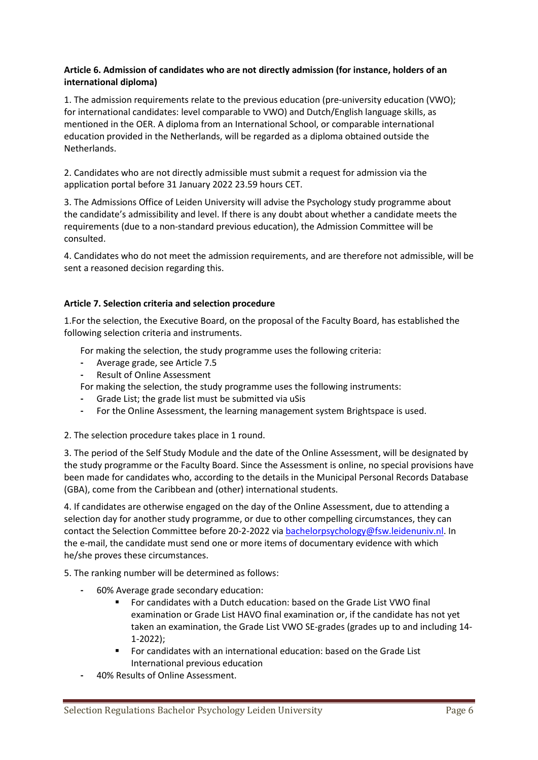**Article 6. Admission of candidates who are not directly admission (for instance, holders of an international diploma)**

1. The admission requirements relate to the previous education (pre-university education (VWO); for international candidates: level comparable to VWO) and Dutch/English language skills, as mentioned in the OER. A diploma from an International School, or comparable international education provided in the Netherlands, will be regarded as a diploma obtained outside the Netherlands.

2. Candidates who are not directly admissible must submit a request for admission via the application portal before 31 January 2022 23.59 hours CET.

3. The Admissions Office of Leiden University will advise the Psychology study programme about the candidate's admissibility and level. If there is any doubt about whether a candidate meets the requirements (due to a non-standard previous education), the Admission Committee will be consulted.

4. Candidates who do not meet the admission requirements, and are therefore not admissible, will be sent a reasoned decision regarding this.

**Article 7. Selection criteria and selection procedure**

1.For the selection, the Executive Board, on the proposal of the Faculty Board, has established the following selection criteria and instruments.

For making the selection, the study programme uses the following criteria:

- Average grade, see Article 7.5
- Result of Online Assessment

For making the selection, the study programme uses the following instruments:

- Grade List; the grade list must be submitted via uSis
- For the Online Assessment, the learning management system Brightspace is used.

2. The selection procedure takes place in 1 round.

3. The period of the Self Study Module and the date of the Online Assessment, will be designated by the study programme or the Faculty Board. Since the Assessment is online, no special provisions have been made for candidates who, according to the details in the Municipal Personal Records Database (GBA), come from the Caribbean and (other) international students.

4. If candidates are otherwise engaged on the day of the Online Assessment, due to attending a selection day for another study programme, or due to other compelling circumstances, they can contact the Selection Committee before 20-2-2022 via bachelorpsychology@fsw.leidenuniv.nl. In the e-mail, the candidate must send one or more items of documentary evidence with which he/she proves these circumstances.

5. The ranking number will be determined as follows:

- 60% Average grade secondary education:
  - For candidates with a Dutch education: based on the Grade List VWO final examination or Grade List HAVO final examination or, if the candidate has not yet taken an examination, the Grade List VWO SE-grades (grades up to and including 14-1-2022);
  - For candidates with an international education: based on the Grade List International previous education
- 40% Results of Online Assessment.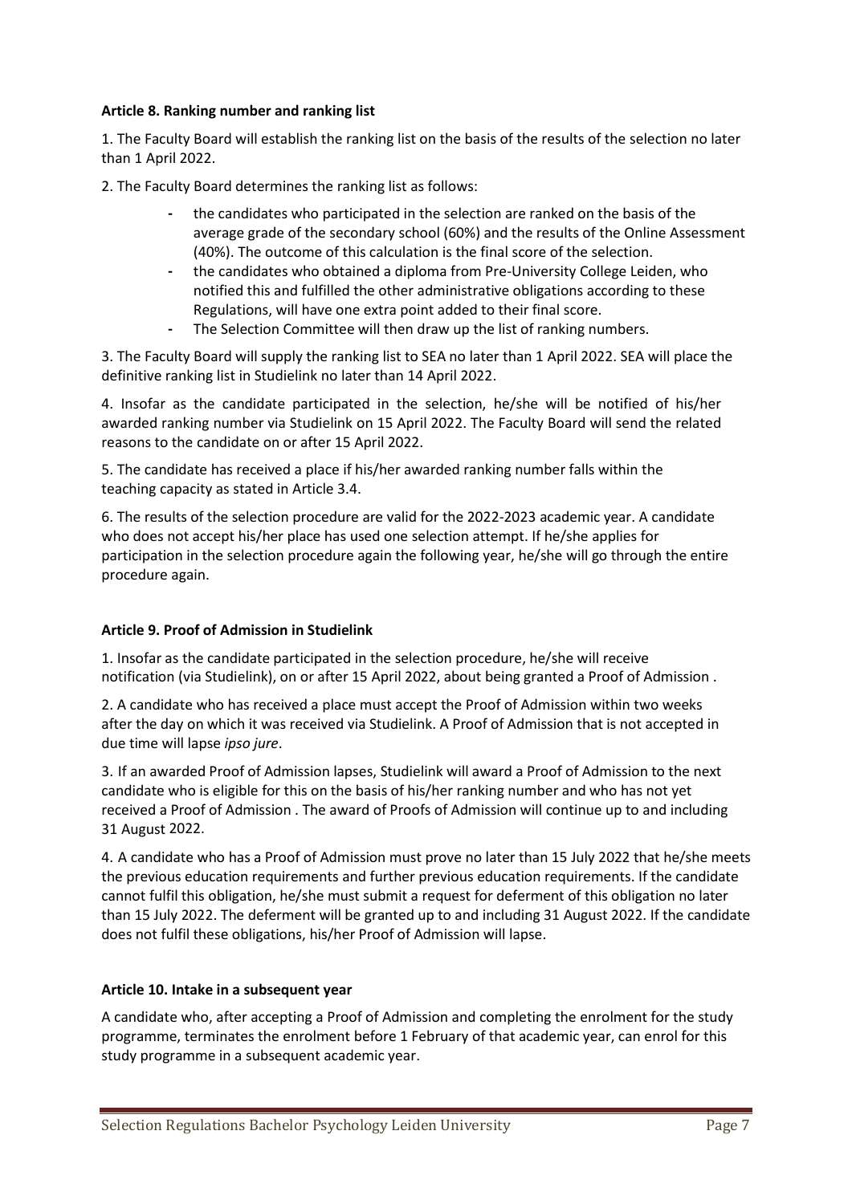**Article 8. Ranking number and ranking list**

1. The Faculty Board will establish the ranking list on the basis of the results of the selection no later than 1 April 2022.

2. The Faculty Board determines the ranking list as follows:

- the candidates who participated in the selection are ranked on the basis of the average grade of the secondary school (60%) and the results of the Online Assessment (40%). The outcome of this calculation is the final score of the selection.
- the candidates who obtained a diploma from Pre-University College Leiden, who notified this and fulfilled the other administrative obligations according to these Regulations, will have one extra point added to their final score.
- The Selection Committee will then draw up the list of ranking numbers.

3. The Faculty Board will supply the ranking list to SEA no later than 1 April 2022. SEA will place the definitive ranking list in Studielink no later than 14 April 2022.

4. Insofar as the candidate participated in the selection, he/she will be notified of his/her awarded ranking number via Studielink on 15 April 2022. The Faculty Board will send the related reasons to the candidate on or after 15 April 2022.

5. The candidate has received a place if his/her awarded ranking number falls within the teaching capacity as stated in Article 3.4.

6. The results of the selection procedure are valid for the 2022-2023 academic year. A candidate who does not accept his/her place has used one selection attempt. If he/she applies for participation in the selection procedure again the following year, he/she will go through the entire procedure again.

**Article 9. Proof of Admission in Studielink**

1. Insofar as the candidate participated in the selection procedure, he/she will receive notification (via Studielink), on or after 15 April 2022, about being granted a Proof of Admission .

2. A candidate who has received a place must accept the Proof of Admission within two weeks after the day on which it was received via Studielink. A Proof of Admission that is not accepted in due time will lapse *ipso jure*.

3. If an awarded Proof of Admission lapses, Studielink will award a Proof of Admission to the next candidate who is eligible for this on the basis of his/her ranking number and who has not yet received a Proof of Admission . The award of Proofs of Admission will continue up to and including 31 August 2022.

4. A candidate who has a Proof of Admission must prove no later than 15 July 2022 that he/she meets the previous education requirements and further previous education requirements. If the candidate cannot fulfil this obligation, he/she must submit a request for deferment of this obligation no later than 15 July 2022. The deferment will be granted up to and including 31 August 2022. If the candidate does not fulfil these obligations, his/her Proof of Admission will lapse.

**Article 10. Intake in a subsequent year**

A candidate who, after accepting a Proof of Admission and completing the enrolment for the study programme, terminates the enrolment before 1 February of that academic year, can enrol for this study programme in a subsequent academic year.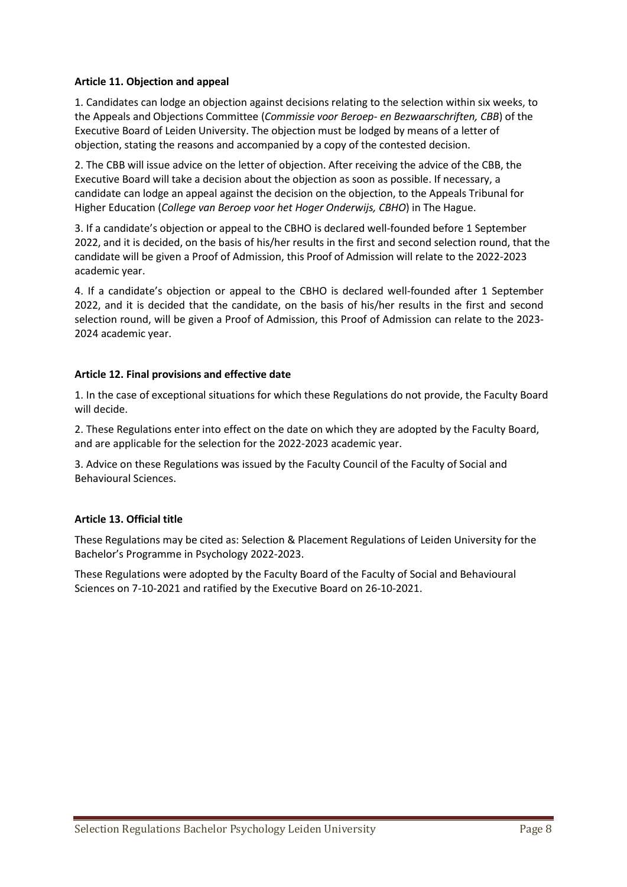**Article 11. Objection and appeal**

1. Candidates can lodge an objection against decisions relating to the selection within six weeks, to the Appeals and Objections Committee (*Commissie voor Beroep- en Bezwaarschriften, CBB*) of the Executive Board of Leiden University. The objection must be lodged by means of a letter of objection, stating the reasons and accompanied by a copy of the contested decision.

2. The CBB will issue advice on the letter of objection. After receiving the advice of the CBB, the Executive Board will take a decision about the objection as soon as possible. If necessary, a candidate can lodge an appeal against the decision on the objection, to the Appeals Tribunal for Higher Education (*College van Beroep voor het Hoger Onderwijs, CBHO*) in The Hague.

3. If a candidate's objection or appeal to the CBHO is declared well-founded before 1 September 2022, and it is decided, on the basis of his/her results in the first and second selection round, that the candidate will be given a Proof of Admission, this Proof of Admission will relate to the 2022-2023 academic year.

4. If a candidate's objection or appeal to the CBHO is declared well-founded after 1 September 2022, and it is decided that the candidate, on the basis of his/her results in the first and second selection round, will be given a Proof of Admission, this Proof of Admission can relate to the 2023-2024 academic year.

**Article 12. Final provisions and effective date**

1. In the case of exceptional situations for which these Regulations do not provide, the Faculty Board will decide.

2. These Regulations enter into effect on the date on which they are adopted by the Faculty Board, and are applicable for the selection for the 2022-2023 academic year.

3. Advice on these Regulations was issued by the Faculty Council of the Faculty of Social and Behavioural Sciences.

**Article 13. Official title**

These Regulations may be cited as: Selection & Placement Regulations of Leiden University for the Bachelor's Programme in Psychology 2022-2023.

These Regulations were adopted by the Faculty Board of the Faculty of Social and Behavioural Sciences on 7-10-2021 and ratified by the Executive Board on 26-10-2021.